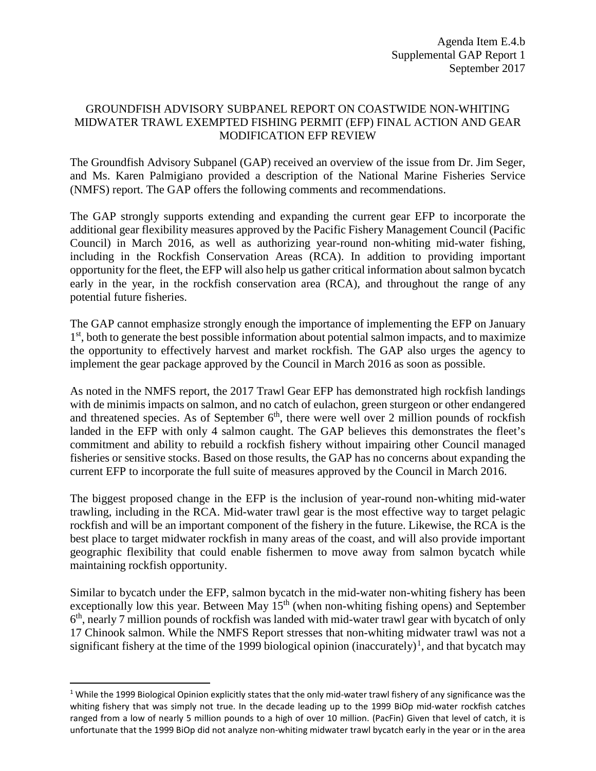Agenda Item E.4.b
Supplemental GAP Report 1
September 2017

# GROUNDFISH ADVISORY SUBPANEL REPORT ON COASTWIDE NON-WHITING MIDWATER TRAWL EXEMPTED FISHING PERMIT (EFP) FINAL ACTION AND GEAR MODIFICATION EFP REVIEW

The Groundfish Advisory Subpanel (GAP) received an overview of the issue from Dr. Jim Seger, and Ms. Karen Palmigiano provided a description of the National Marine Fisheries Service (NMFS) report. The GAP offers the following comments and recommendations.

The GAP strongly supports extending and expanding the current gear EFP to incorporate the additional gear flexibility measures approved by the Pacific Fishery Management Council (Pacific Council) in March 2016, as well as authorizing year-round non-whiting mid-water fishing, including in the Rockfish Conservation Areas (RCA). In addition to providing important opportunity for the fleet, the EFP will also help us gather critical information about salmon bycatch early in the year, in the rockfish conservation area (RCA), and throughout the range of any potential future fisheries.

The GAP cannot emphasize strongly enough the importance of implementing the EFP on January 1st, both to generate the best possible information about potential salmon impacts, and to maximize the opportunity to effectively harvest and market rockfish. The GAP also urges the agency to implement the gear package approved by the Council in March 2016 as soon as possible.

As noted in the NMFS report, the 2017 Trawl Gear EFP has demonstrated high rockfish landings with de minimis impacts on salmon, and no catch of eulachon, green sturgeon or other endangered and threatened species. As of September 6th, there were well over 2 million pounds of rockfish landed in the EFP with only 4 salmon caught. The GAP believes this demonstrates the fleet's commitment and ability to rebuild a rockfish fishery without impairing other Council managed fisheries or sensitive stocks. Based on those results, the GAP has no concerns about expanding the current EFP to incorporate the full suite of measures approved by the Council in March 2016.

The biggest proposed change in the EFP is the inclusion of year-round non-whiting mid-water trawling, including in the RCA. Mid-water trawl gear is the most effective way to target pelagic rockfish and will be an important component of the fishery in the future. Likewise, the RCA is the best place to target midwater rockfish in many areas of the coast, and will also provide important geographic flexibility that could enable fishermen to move away from salmon bycatch while maintaining rockfish opportunity.

Similar to bycatch under the EFP, salmon bycatch in the mid-water non-whiting fishery has been exceptionally low this year. Between May 15th (when non-whiting fishing opens) and September 6th, nearly 7 million pounds of rockfish was landed with mid-water trawl gear with bycatch of only 17 Chinook salmon. While the NMFS Report stresses that non-whiting midwater trawl was not a significant fishery at the time of the 1999 biological opinion (inaccurately)[1], and that bycatch may

[1] While the 1999 Biological Opinion explicitly states that the only mid-water trawl fishery of any significance was the whiting fishery that was simply not true. In the decade leading up to the 1999 BiOp mid-water rockfish catches ranged from a low of nearly 5 million pounds to a high of over 10 million. (PacFin) Given that level of catch, it is unfortunate that the 1999 BiOp did not analyze non-whiting midwater trawl bycatch early in the year or in the area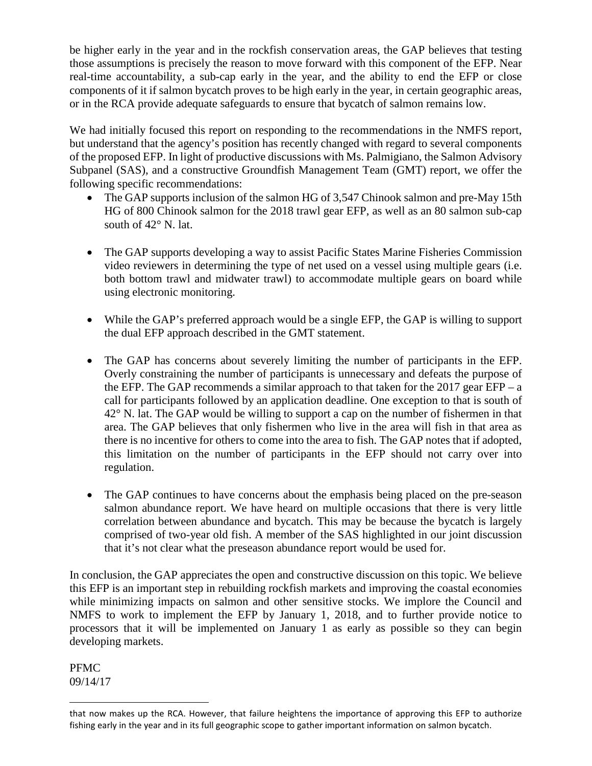be higher early in the year and in the rockfish conservation areas, the GAP believes that testing those assumptions is precisely the reason to move forward with this component of the EFP. Near real-time accountability, a sub-cap early in the year, and the ability to end the EFP or close components of it if salmon bycatch proves to be high early in the year, in certain geographic areas, or in the RCA provide adequate safeguards to ensure that bycatch of salmon remains low.

We had initially focused this report on responding to the recommendations in the NMFS report, but understand that the agency's position has recently changed with regard to several components of the proposed EFP. In light of productive discussions with Ms. Palmigiano, the Salmon Advisory Subpanel (SAS), and a constructive Groundfish Management Team (GMT) report, we offer the following specific recommendations:

- The GAP supports inclusion of the salmon HG of 3,547 Chinook salmon and pre-May 15th HG of 800 Chinook salmon for the 2018 trawl gear EFP, as well as an 80 salmon sub-cap south of 42° N. lat.

- The GAP supports developing a way to assist Pacific States Marine Fisheries Commission video reviewers in determining the type of net used on a vessel using multiple gears (i.e. both bottom trawl and midwater trawl) to accommodate multiple gears on board while using electronic monitoring.

- While the GAP's preferred approach would be a single EFP, the GAP is willing to support the dual EFP approach described in the GMT statement.

- The GAP has concerns about severely limiting the number of participants in the EFP. Overly constraining the number of participants is unnecessary and defeats the purpose of the EFP. The GAP recommends a similar approach to that taken for the 2017 gear EFP – a call for participants followed by an application deadline. One exception to that is south of 42° N. lat. The GAP would be willing to support a cap on the number of fishermen in that area. The GAP believes that only fishermen who live in the area will fish in that area as there is no incentive for others to come into the area to fish. The GAP notes that if adopted, this limitation on the number of participants in the EFP should not carry over into regulation.

- The GAP continues to have concerns about the emphasis being placed on the pre-season salmon abundance report. We have heard on multiple occasions that there is very little correlation between abundance and bycatch. This may be because the bycatch is largely comprised of two-year old fish. A member of the SAS highlighted in our joint discussion that it's not clear what the preseason abundance report would be used for.

In conclusion, the GAP appreciates the open and constructive discussion on this topic. We believe this EFP is an important step in rebuilding rockfish markets and improving the coastal economies while minimizing impacts on salmon and other sensitive stocks. We implore the Council and NMFS to work to implement the EFP by January 1, 2018, and to further provide notice to processors that it will be implemented on January 1 as early as possible so they can begin developing markets.

PFMC
09/14/17

---

that now makes up the RCA. However, that failure heightens the importance of approving this EFP to authorize fishing early in the year and in its full geographic scope to gather important information on salmon bycatch.